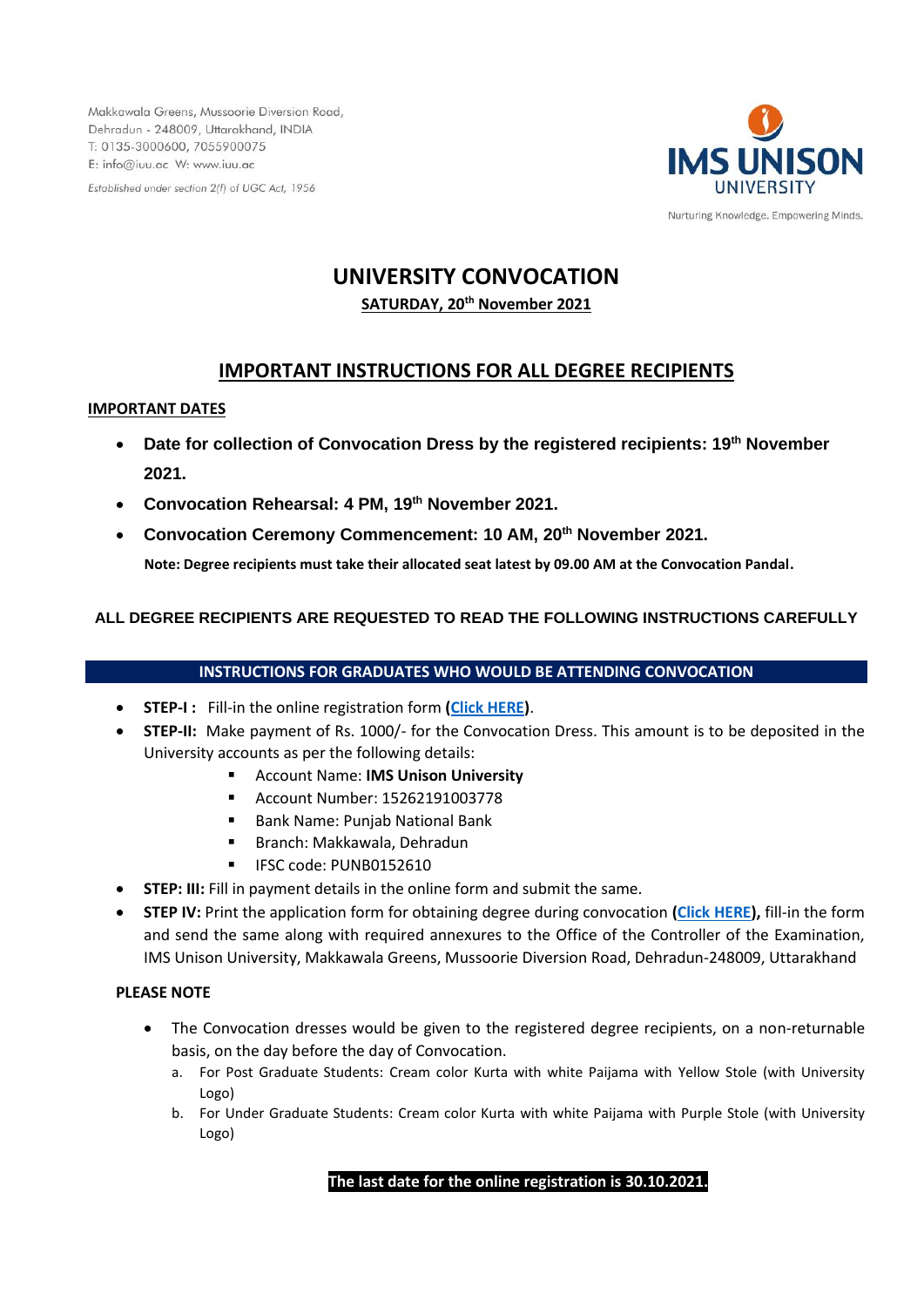Makkawala Greens, Mussoorie Diversion Road,
Dehradun - 248009, Uttarakhand, INDIA
T: 0135-3000600, 7055900075
E: info@iuu.ac W: www.iuu.ac

Established under section 2(f) of UGC Act, 1956

IMS UNISON UNIVERSITY

Nurturing Knowledge. Empowering Minds.

# UNIVERSITY CONVOCATION

**SATURDAY, 20th November 2021**

## IMPORTANT INSTRUCTIONS FOR ALL DEGREE RECIPIENTS

**IMPORTANT DATES**

- **Date for collection of Convocation Dress by the registered recipients: 19th November 2021.**
- **Convocation Rehearsal: 4 PM, 19th November 2021.**
- **Convocation Ceremony Commencement: 10 AM, 20th November 2021.**

  **Note: Degree recipients must take their allocated seat latest by 09.00 AM at the Convocation Pandal.**

**ALL DEGREE RECIPIENTS ARE REQUESTED TO READ THE FOLLOWING INSTRUCTIONS CAREFULLY**

### INSTRUCTIONS FOR GRADUATES WHO WOULD BE ATTENDING CONVOCATION

- **STEP-I :** Fill-in the online registration form **(Click HERE)**.
- **STEP-II:** Make payment of Rs. 1000/- for the Convocation Dress. This amount is to be deposited in the University accounts as per the following details:
  - Account Name: **IMS Unison University**
  - Account Number: 15262191003778
  - Bank Name: Punjab National Bank
  - Branch: Makkawala, Dehradun
  - IFSC code: PUNB0152610
- **STEP: III:** Fill in payment details in the online form and submit the same.
- **STEP IV:** Print the application form for obtaining degree during convocation **(Click HERE),** fill-in the form and send the same along with required annexures to the Office of the Controller of the Examination, IMS Unison University, Makkawala Greens, Mussoorie Diversion Road, Dehradun-248009, Uttarakhand

**PLEASE NOTE**

- The Convocation dresses would be given to the registered degree recipients, on a non-returnable basis, on the day before the day of Convocation.
  a. For Post Graduate Students: Cream color Kurta with white Paijama with Yellow Stole (with University Logo)
  b. For Under Graduate Students: Cream color Kurta with white Paijama with Purple Stole (with University Logo)

**The last date for the online registration is 30.10.2021.**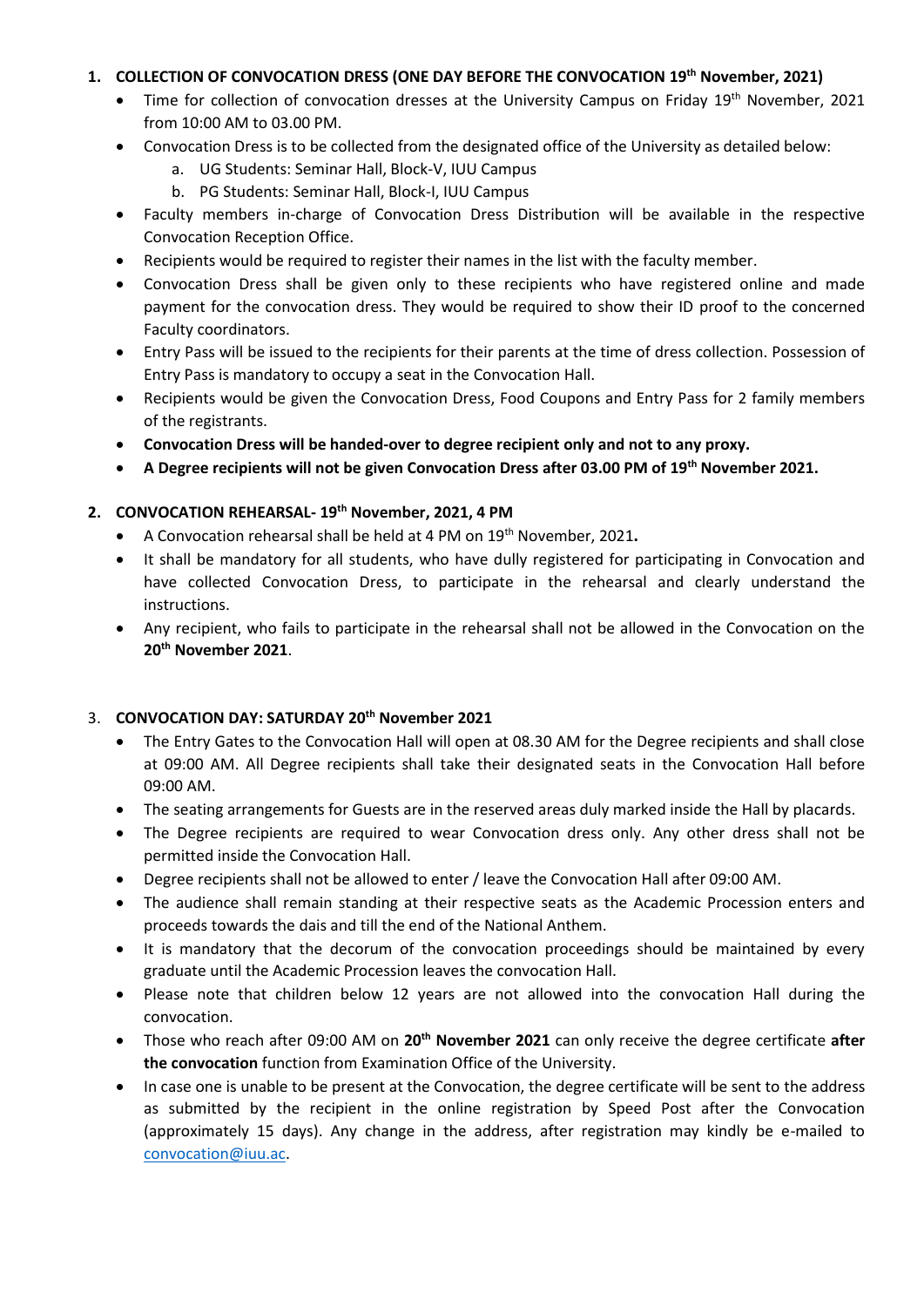## 1. COLLECTION OF CONVOCATION DRESS (ONE DAY BEFORE THE CONVOCATION 19th November, 2021)

- Time for collection of convocation dresses at the University Campus on Friday 19th November, 2021 from 10:00 AM to 03.00 PM.
- Convocation Dress is to be collected from the designated office of the University as detailed below:
  a. UG Students: Seminar Hall, Block-V, IUU Campus
  b. PG Students: Seminar Hall, Block-I, IUU Campus
- Faculty members in-charge of Convocation Dress Distribution will be available in the respective Convocation Reception Office.
- Recipients would be required to register their names in the list with the faculty member.
- Convocation Dress shall be given only to these recipients who have registered online and made payment for the convocation dress. They would be required to show their ID proof to the concerned Faculty coordinators.
- Entry Pass will be issued to the recipients for their parents at the time of dress collection. Possession of Entry Pass is mandatory to occupy a seat in the Convocation Hall.
- Recipients would be given the Convocation Dress, Food Coupons and Entry Pass for 2 family members of the registrants.
- **Convocation Dress will be handed-over to degree recipient only and not to any proxy.**
- **A Degree recipients will not be given Convocation Dress after 03.00 PM of 19th November 2021.**

## 2. CONVOCATION REHEARSAL- 19th November, 2021, 4 PM

- A Convocation rehearsal shall be held at 4 PM on 19th November, 2021**.**
- It shall be mandatory for all students, who have dully registered for participating in Convocation and have collected Convocation Dress, to participate in the rehearsal and clearly understand the instructions.
- Any recipient, who fails to participate in the rehearsal shall not be allowed in the Convocation on the **20th November 2021**.

## 3. CONVOCATION DAY: SATURDAY 20th November 2021

- The Entry Gates to the Convocation Hall will open at 08.30 AM for the Degree recipients and shall close at 09:00 AM. All Degree recipients shall take their designated seats in the Convocation Hall before 09:00 AM.
- The seating arrangements for Guests are in the reserved areas duly marked inside the Hall by placards.
- The Degree recipients are required to wear Convocation dress only. Any other dress shall not be permitted inside the Convocation Hall.
- Degree recipients shall not be allowed to enter / leave the Convocation Hall after 09:00 AM.
- The audience shall remain standing at their respective seats as the Academic Procession enters and proceeds towards the dais and till the end of the National Anthem.
- It is mandatory that the decorum of the convocation proceedings should be maintained by every graduate until the Academic Procession leaves the convocation Hall.
- Please note that children below 12 years are not allowed into the convocation Hall during the convocation.
- Those who reach after 09:00 AM on **20th November 2021** can only receive the degree certificate **after the convocation** function from Examination Office of the University.
- In case one is unable to be present at the Convocation, the degree certificate will be sent to the address as submitted by the recipient in the online registration by Speed Post after the Convocation (approximately 15 days). Any change in the address, after registration may kindly be e-mailed to convocation@iuu.ac.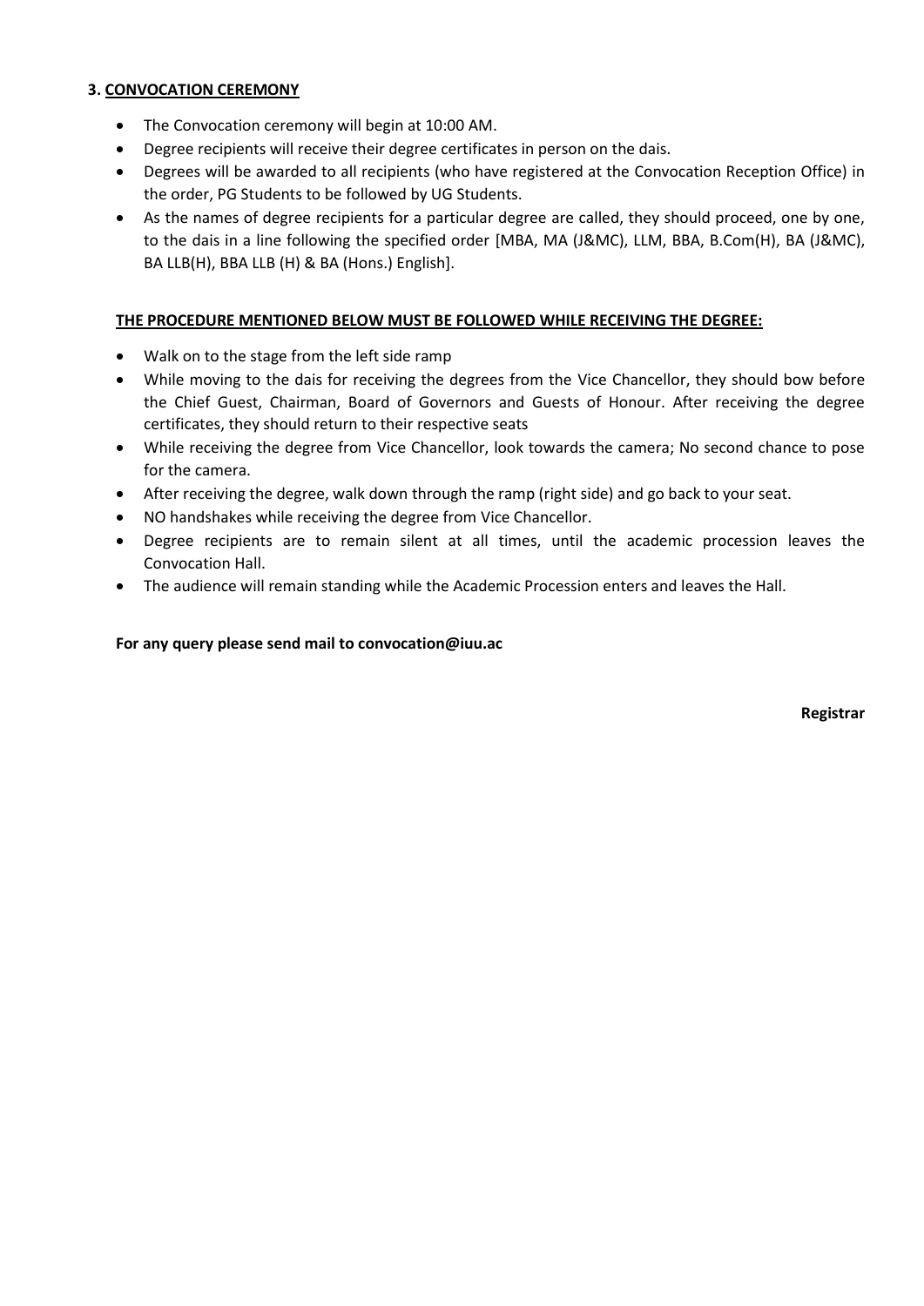### 3. CONVOCATION CEREMONY

- The Convocation ceremony will begin at 10:00 AM.
- Degree recipients will receive their degree certificates in person on the dais.
- Degrees will be awarded to all recipients (who have registered at the Convocation Reception Office) in the order, PG Students to be followed by UG Students.
- As the names of degree recipients for a particular degree are called, they should proceed, one by one, to the dais in a line following the specified order [MBA, MA (J&MC), LLM, BBA, B.Com(H), BA (J&MC), BA LLB(H), BBA LLB (H) & BA (Hons.) English].

**THE PROCEDURE MENTIONED BELOW MUST BE FOLLOWED WHILE RECEIVING THE DEGREE:**

- Walk on to the stage from the left side ramp
- While moving to the dais for receiving the degrees from the Vice Chancellor, they should bow before the Chief Guest, Chairman, Board of Governors and Guests of Honour. After receiving the degree certificates, they should return to their respective seats
- While receiving the degree from Vice Chancellor, look towards the camera; No second chance to pose for the camera.
- After receiving the degree, walk down through the ramp (right side) and go back to your seat.
- NO handshakes while receiving the degree from Vice Chancellor.
- Degree recipients are to remain silent at all times, until the academic procession leaves the Convocation Hall.
- The audience will remain standing while the Academic Procession enters and leaves the Hall.

**For any query please send mail to convocation@iuu.ac**

**Registrar**